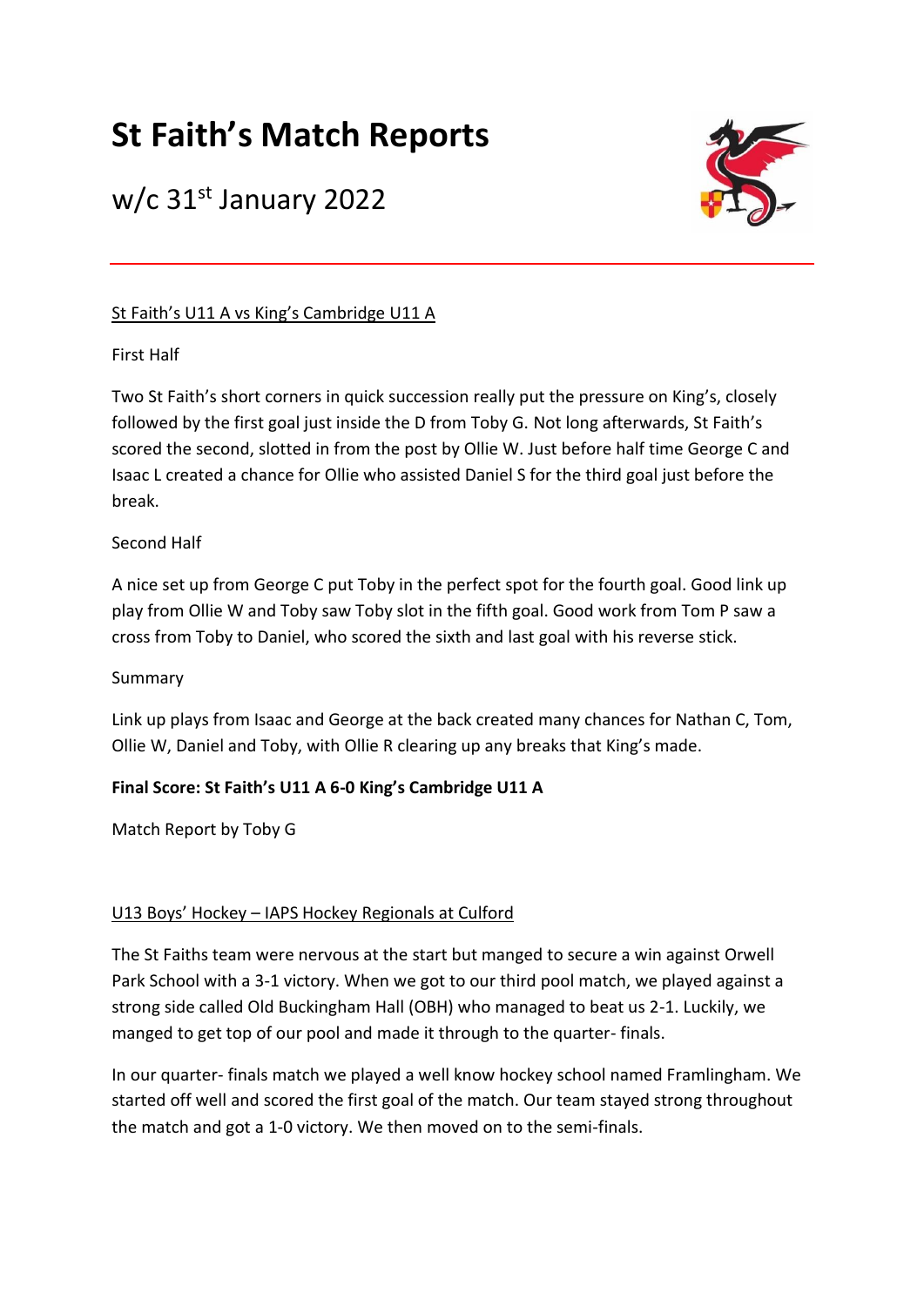# St Faith's Match Reports

## w/c 31st January 2022

St Faith's U11 A vs King's Cambridge U11 A

First Half

Two St Faith's short corners in quick succession really put the pressure on King's, closely followed by the first goal just inside the D from Toby G. Not long afterwards, St Faith's scored the second, slotted in from the post by Ollie W. Just before half time George C and Isaac L created a chance for Ollie who assisted Daniel S for the third goal just before the break.

Second Half

A nice set up from George C put Toby in the perfect spot for the fourth goal. Good link up play from Ollie W and Toby saw Toby slot in the fifth goal. Good work from Tom P saw a cross from Toby to Daniel, who scored the sixth and last goal with his reverse stick.

Summary

Link up plays from Isaac and George at the back created many chances for Nathan C, Tom, Ollie W, Daniel and Toby, with Ollie R clearing up any breaks that King's made.

**Final Score: St Faith's U11 A 6-0 King's Cambridge U11 A**

Match Report by Toby G

U13 Boys' Hockey – IAPS Hockey Regionals at Culford

The St Faiths team were nervous at the start but manged to secure a win against Orwell Park School with a 3-1 victory. When we got to our third pool match, we played against a strong side called Old Buckingham Hall (OBH) who managed to beat us 2-1. Luckily, we manged to get top of our pool and made it through to the quarter- finals.

In our quarter- finals match we played a well know hockey school named Framlingham. We started off well and scored the first goal of the match. Our team stayed strong throughout the match and got a 1-0 victory. We then moved on to the semi-finals.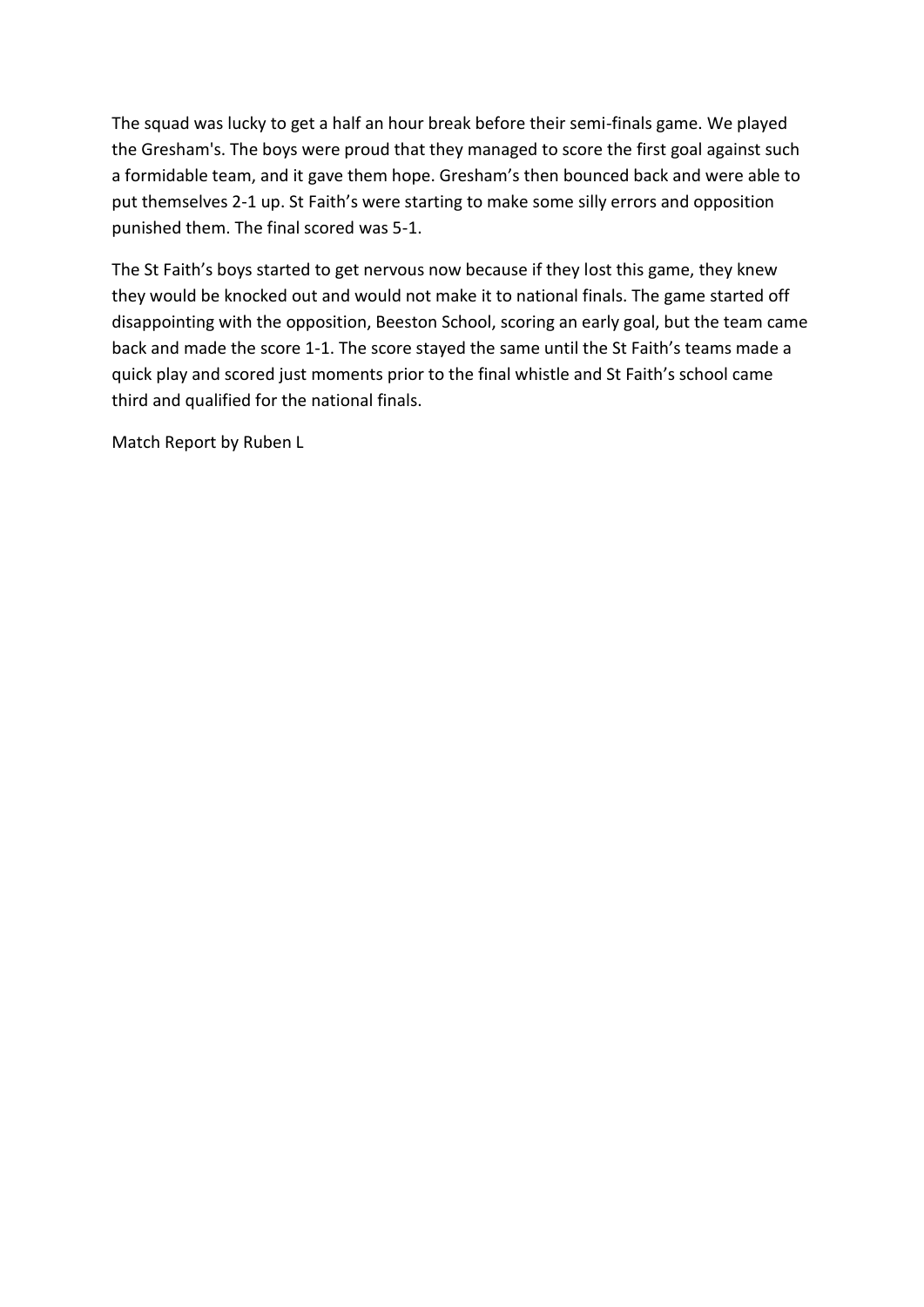The squad was lucky to get a half an hour break before their semi-finals game. We played the Gresham's. The boys were proud that they managed to score the first goal against such a formidable team, and it gave them hope. Gresham's then bounced back and were able to put themselves 2-1 up. St Faith's were starting to make some silly errors and opposition punished them. The final scored was 5-1.

The St Faith's boys started to get nervous now because if they lost this game, they knew they would be knocked out and would not make it to national finals. The game started off disappointing with the opposition, Beeston School, scoring an early goal, but the team came back and made the score 1-1. The score stayed the same until the St Faith's teams made a quick play and scored just moments prior to the final whistle and St Faith's school came third and qualified for the national finals.

Match Report by Ruben L